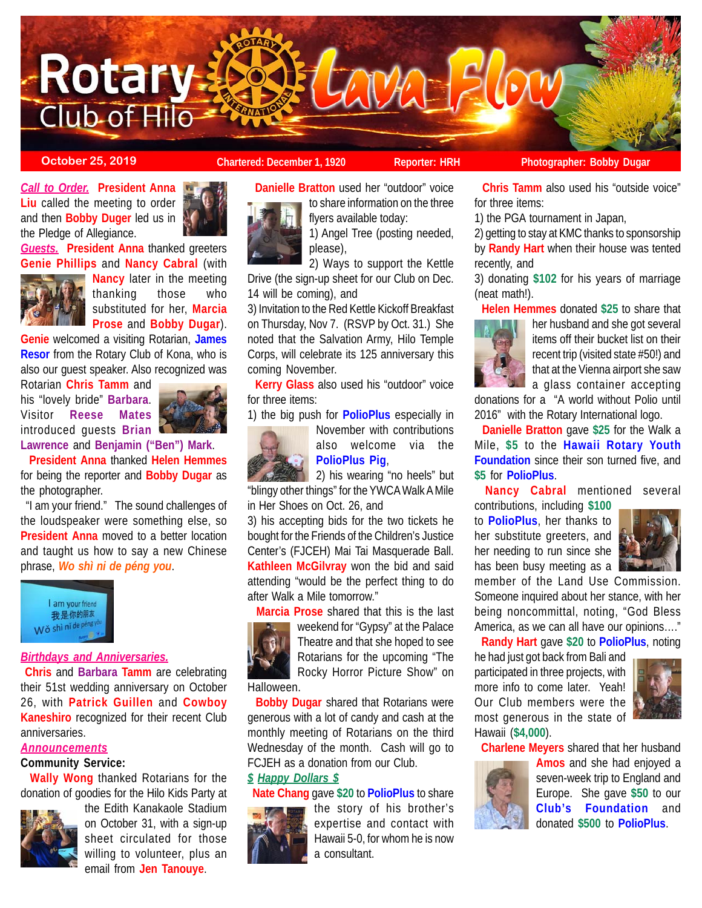# Rotary Club of Hilo Lava Flow

October 25, 2019 | Chartered: December 1, 1920 | Reporter: HRH | Photographer: Bobby Dugar

***Call to Order.*** **President Anna Liu** called the meeting to order and then **Bobby Duger** led us in the Pledge of Allegiance.

***Guests.*** **President Anna** thanked greeters **Genie Phillips** and **Nancy Cabral** (with **Nancy** later in the meeting thanking those who substituted for her, **Marcia Prose** and **Bobby Dugar**). **Genie** welcomed a visiting Rotarian, **James Resor** from the Rotary Club of Kona, who is also our guest speaker. Also recognized was Rotarian **Chris Tamm** and his "lovely bride" **Barbara**. Visitor **Reese Mates** introduced guests **Brian Lawrence** and **Benjamin ("Ben") Mark**.

**President Anna** thanked **Helen Hemmes** for being the reporter and **Bobby Dugar** as the photographer.

"I am your friend." The sound challenges of the loudspeaker were something else, so **President Anna** moved to a better location and taught us how to say a new Chinese phrase, ***Wo shì ni de péng you***.

I am your friend
我是你的朋友
Wǒ shì nǐ de péng yǒu

***Birthdays and Anniversaries.***

**Chris** and **Barbara Tamm** are celebrating their 51st wedding anniversary on October 26, with **Patrick Guillen** and **Cowboy Kaneshiro** recognized for their recent Club anniversaries.

***Announcements***

**Community Service:**

**Wally Wong** thanked Rotarians for the donation of goodies for the Hilo Kids Party at the Edith Kanakaole Stadium on October 31, with a sign-up sheet circulated for those willing to volunteer, plus an email from **Jen Tanouye**.

**Danielle Bratton** used her "outdoor" voice to share information on the three flyers available today:

1) Angel Tree (posting needed, please),

2) Ways to support the Kettle Drive (the sign-up sheet for our Club on Dec. 14 will be coming), and

3) Invitation to the Red Kettle Kickoff Breakfast on Thursday, Nov 7. (RSVP by Oct. 31.) She noted that the Salvation Army, Hilo Temple Corps, will celebrate its 125 anniversary this coming November.

**Kerry Glass** also used his "outdoor" voice for three items:

1) the big push for **PolioPlus** especially in November with contributions also welcome via the **PolioPlus Pig**,

2) his wearing "no heels" but "blingy other things" for the YWCA Walk A Mile in Her Shoes on Oct. 26, and

3) his accepting bids for the two tickets he bought for the Friends of the Children's Justice Center's (FJCEH) Mai Tai Masquerade Ball. **Kathleen McGilvray** won the bid and said attending "would be the perfect thing to do after Walk a Mile tomorrow."

**Marcia Prose** shared that this is the last weekend for "Gypsy" at the Palace Theatre and that she hoped to see Rotarians for the upcoming "The Rocky Horror Picture Show" on Halloween.

**Bobby Dugar** shared that Rotarians were generous with a lot of candy and cash at the monthly meeting of Rotarians on the third Wednesday of the month. Cash will go to FCJEH as a donation from our Club.

***$ Happy Dollars $***

**Nate Chang** gave **$20** to **PolioPlus** to share the story of his brother's expertise and contact with Hawaii 5-0, for whom he is now a consultant.

**Chris Tamm** also used his "outside voice" for three items:

1) the PGA tournament in Japan,

2) getting to stay at KMC thanks to sponsorship by **Randy Hart** when their house was tented recently, and

3) donating **$102** for his years of marriage (neat math!).

**Helen Hemmes** donated **$25** to share that her husband and she got several items off their bucket list on their recent trip (visited state #50!) and that at the Vienna airport she saw a glass container accepting donations for a "A world without Polio until 2016" with the Rotary International logo.

**Danielle Bratton** gave **$25** for the Walk a Mile, **$5** to the **Hawaii Rotary Youth Foundation** since their son turned five, and **$5** for **PolioPlus**.

**Nancy Cabral** mentioned several contributions, including **$100** to **PolioPlus**, her thanks to her substitute greeters, and her needing to run since she has been busy meeting as a member of the Land Use Commission. Someone inquired about her stance, with her being noncommittal, noting, "God Bless America, as we can all have our opinions…."

**Randy Hart** gave **$20** to **PolioPlus**, noting he had just got back from Bali and participated in three projects, with more info to come later. Yeah! Our Club members were the most generous in the state of Hawaii (**$4,000**).

**Charlene Meyers** shared that her husband **Amos** and she had enjoyed a seven-week trip to England and Europe. She gave **$50** to our **Club's Foundation** and donated **$500** to **PolioPlus**.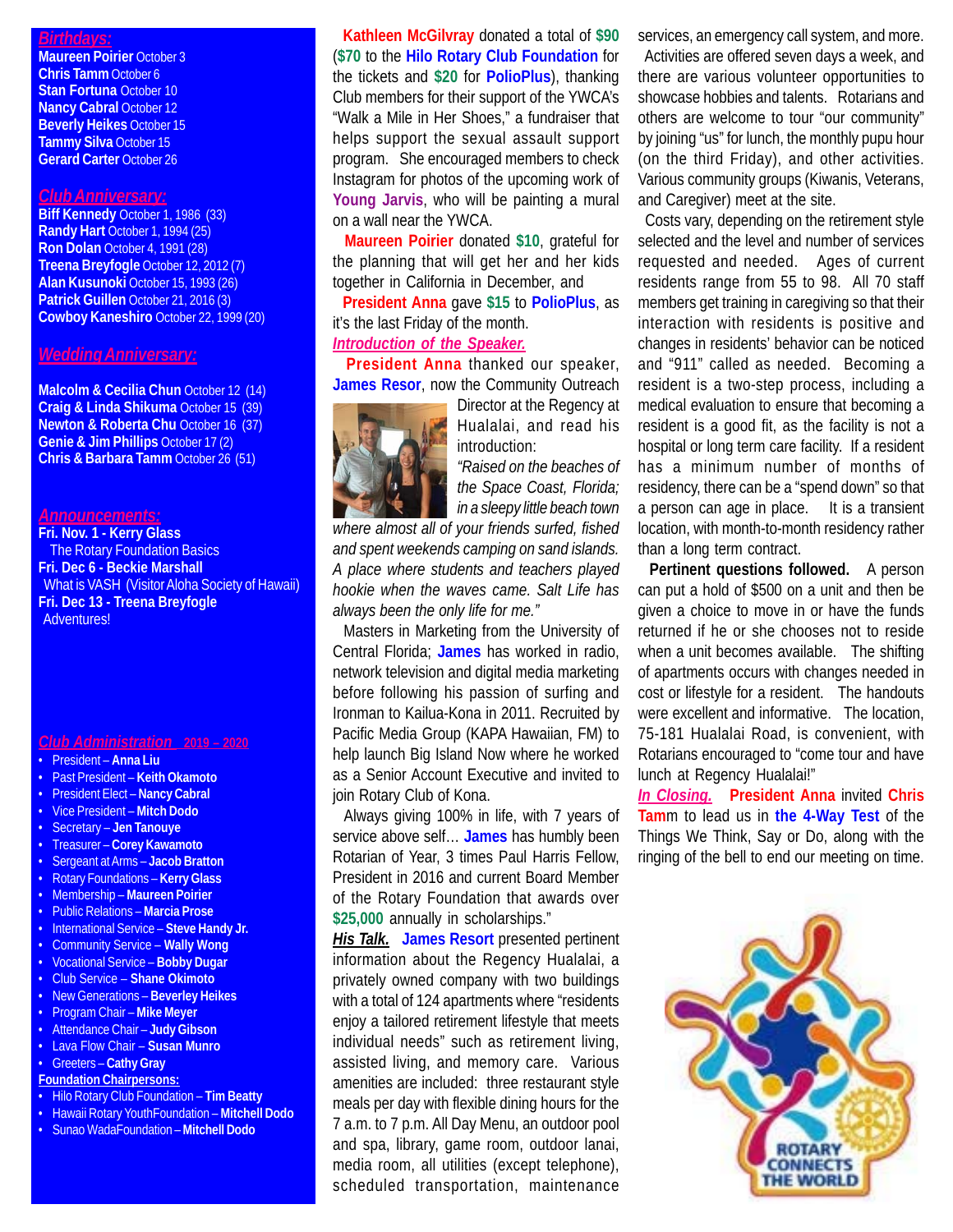## Birthdays:

**Maureen Poirier** October 3
**Chris Tamm** October 6
**Stan Fortuna** October 10
**Nancy Cabral** October 12
**Beverly Heikes** October 15
**Tammy Silva** October 15
**Gerard Carter** October 26

## Club Anniversary:

**Biff Kennedy** October 1, 1986 (33)
**Randy Hart** October 1, 1994 (25)
**Ron Dolan** October 4, 1991 (28)
**Treena Breyfogle** October 12, 2012 (7)
**Alan Kusunoki** October 15, 1993 (26)
**Patrick Guillen** October 21, 2016 (3)
**Cowboy Kaneshiro** October 22, 1999 (20)

## Wedding Anniversary:

**Malcolm & Cecilia Chun** October 12 (14)
**Craig & Linda Shikuma** October 15 (39)
**Newton & Roberta Chu** October 16 (37)
**Genie & Jim Phillips** October 17 (2)
**Chris & Barbara Tamm** October 26 (51)

## Announcements:

**Fri. Nov. 1 - Kerry Glass**
The Rotary Foundation Basics
**Fri. Dec 6 - Beckie Marshall**
What is VASH (Visitor Aloha Society of Hawaii)
**Fri. Dec 13 - Treena Breyfogle**
Adventures!

## Club Administration 2019 – 2020

- President – **Anna Liu**
- Past President – **Keith Okamoto**
- President Elect – **Nancy Cabral**
- Vice President – **Mitch Dodo**
- Secretary – **Jen Tanouye**
- Treasurer – **Corey Kawamoto**
- Sergeant at Arms – **Jacob Bratton**
- Rotary Foundations – **Kerry Glass**
- Membership – **Maureen Poirier**
- Public Relations – **Marcia Prose**
- International Service – **Steve Handy Jr.**
- Community Service – **Wally Wong**
- Vocational Service – **Bobby Dugar**
- Club Service – **Shane Okimoto**
- New Generations – **Beverley Heikes**
- Program Chair – **Mike Meyer**
- Attendance Chair – **Judy Gibson**
- Lava Flow Chair – **Susan Munro**
- Greeters – **Cathy Gray**

**Foundation Chairpersons:**

- Hilo Rotary Club Foundation – **Tim Beatty**
- Hawaii Rotary YouthFoundation – **Mitchell Dodo**
- Sunao WadaFoundation – **Mitchell Dodo**

**Kathleen McGilvray** donated a total of **$90** (**$70** to the **Hilo Rotary Club Foundation** for the tickets and **$20** for **PolioPlus**), thanking Club members for their support of the YWCA's "Walk a Mile in Her Shoes," a fundraiser that helps support the sexual assault support program. She encouraged members to check Instagram for photos of the upcoming work of **Young Jarvis**, who will be painting a mural on a wall near the YWCA.

**Maureen Poirier** donated **$10**, grateful for the planning that will get her and her kids together in California in December, and

**President Anna** gave **$15** to **PolioPlus**, as it's the last Friday of the month.

***Introduction of the Speaker.***

**President Anna** thanked our speaker, **James Resor**, now the Community Outreach Director at the Regency at Hualalai, and read his introduction:

*"Raised on the beaches of the Space Coast, Florida; in a sleepy little beach town where almost all of your friends surfed, fished and spent weekends camping on sand islands. A place where students and teachers played hookie when the waves came. Salt Life has always been the only life for me."*

Masters in Marketing from the University of Central Florida; **James** has worked in radio, network television and digital media marketing before following his passion of surfing and Ironman to Kailua-Kona in 2011. Recruited by Pacific Media Group (KAPA Hawaiian, FM) to help launch Big Island Now where he worked as a Senior Account Executive and invited to join Rotary Club of Kona.

Always giving 100% in life, with 7 years of service above self… **James** has humbly been Rotarian of Year, 3 times Paul Harris Fellow, President in 2016 and current Board Member of the Rotary Foundation that awards over **$25,000** annually in scholarships."

***His Talk.*** **James Resort** presented pertinent information about the Regency Hualalai, a privately owned company with two buildings with a total of 124 apartments where "residents enjoy a tailored retirement lifestyle that meets individual needs" such as retirement living, assisted living, and memory care. Various amenities are included: three restaurant style meals per day with flexible dining hours for the 7 a.m. to 7 p.m. All Day Menu, an outdoor pool and spa, library, game room, outdoor lanai, media room, all utilities (except telephone), scheduled transportation, maintenance services, an emergency call system, and more.

Activities are offered seven days a week, and there are various volunteer opportunities to showcase hobbies and talents. Rotarians and others are welcome to tour "our community" by joining "us" for lunch, the monthly pupu hour (on the third Friday), and other activities. Various community groups (Kiwanis, Veterans, and Caregiver) meet at the site.

Costs vary, depending on the retirement style selected and the level and number of services requested and needed. Ages of current residents range from 55 to 98. All 70 staff members get training in caregiving so that their interaction with residents is positive and changes in residents' behavior can be noticed and "911" called as needed. Becoming a resident is a two-step process, including a medical evaluation to ensure that becoming a resident is a good fit, as the facility is not a hospital or long term care facility. If a resident has a minimum number of months of residency, there can be a "spend down" so that a person can age in place. It is a transient location, with month-to-month residency rather than a long term contract.

**Pertinent questions followed.** A person can put a hold of $500 on a unit and then be given a choice to move in or have the funds returned if he or she chooses not to reside when a unit becomes available. The shifting of apartments occurs with changes needed in cost or lifestyle for a resident. The handouts were excellent and informative. The location, 75-181 Hualalai Road, is convenient, with Rotarians encouraged to "come tour and have lunch at Regency Hualalai!"

***In Closing.*** **President Anna** invited **Chris Tamm** to lead us in **the 4-Way Test** of the Things We Think, Say or Do, along with the ringing of the bell to end our meeting on time.

ROTARY CONNECTS THE WORLD